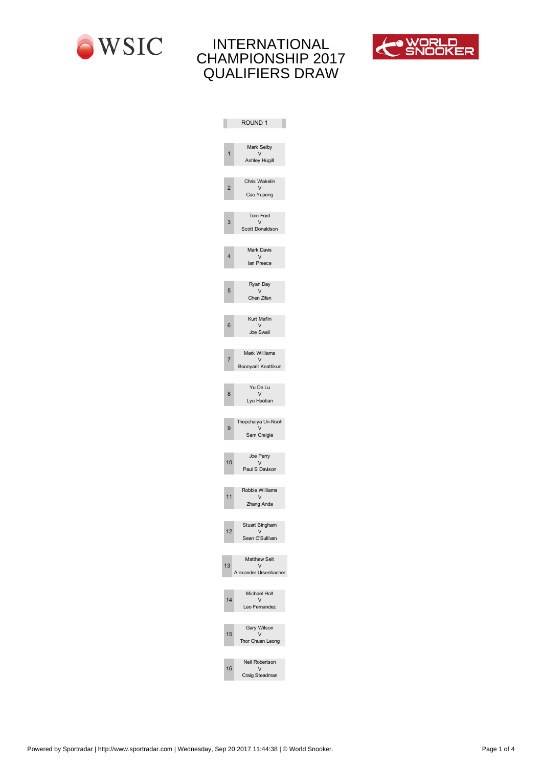WSIC

# INTERNATIONAL CHAMPIONSHIP 2017 QUALIFIERS DRAW

WORLD SNOOKER

## ROUND 1

| # | Match |
|---|---|
| 1 | Mark Selby V Ashley Hugill |
| 2 | Chris Wakelin V Cao Yupeng |
| 3 | Tom Ford V Scott Donaldson |
| 4 | Mark Davis V Ian Preece |
| 5 | Ryan Day V Chen Zifan |
| 6 | Kurt Maflin V Joe Swail |
| 7 | Mark Williams V Boonyarit Keattikun |
| 8 | Yu De Lu V Lyu Haotian |
| 9 | Thepchaiya Un-Nooh V Sam Craigie |
| 10 | Joe Perry V Paul S Davison |
| 11 | Robbie Williams V Zhang Anda |
| 12 | Stuart Bingham V Sean O'Sullivan |
| 13 | Matthew Selt V Alexander Ursenbacher |
| 14 | Michael Holt V Leo Fernandez |
| 15 | Gary Wilson V Thor Chuan Leong |
| 16 | Neil Robertson V Craig Steadman |

Powered by Sportradar | http://www.sportradar.com | Wednesday, Sep 20 2017 11:44:38 | © World Snooker.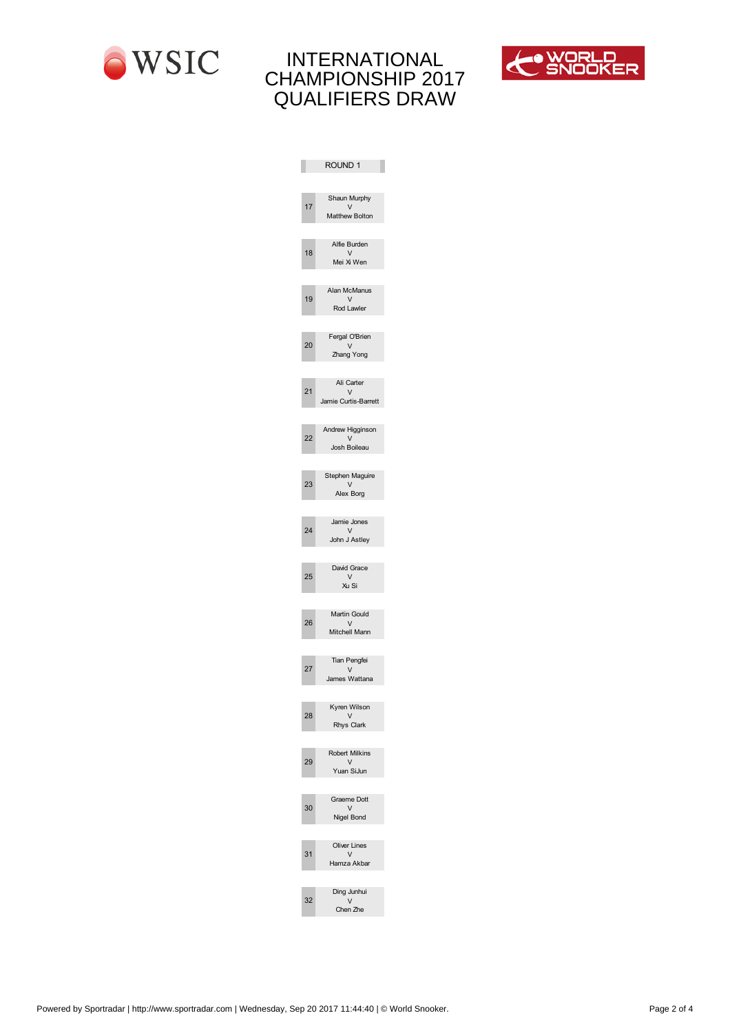# INTERNATIONAL CHAMPIONSHIP 2017 QUALIFIERS DRAW

## ROUND 1

| # | Match |
|---|---|
| 17 | Shaun Murphy v Matthew Bolton |
| 18 | Alfie Burden v Mei Xi Wen |
| 19 | Alan McManus v Rod Lawler |
| 20 | Fergal O'Brien v Zhang Yong |
| 21 | Ali Carter v Jamie Curtis-Barrett |
| 22 | Andrew Higginson v Josh Boileau |
| 23 | Stephen Maguire v Alex Borg |
| 24 | Jamie Jones v John J Astley |
| 25 | David Grace v Xu Si |
| 26 | Martin Gould v Mitchell Mann |
| 27 | Tian Pengfei v James Wattana |
| 28 | Kyren Wilson v Rhys Clark |
| 29 | Robert Milkins v Yuan SiJun |
| 30 | Graeme Dott v Nigel Bond |
| 31 | Oliver Lines v Hamza Akbar |
| 32 | Ding Junhui v Chen Zhe |

Powered by Sportradar | http://www.sportradar.com | Wednesday, Sep 20 2017 11:44:40 | © World Snooker.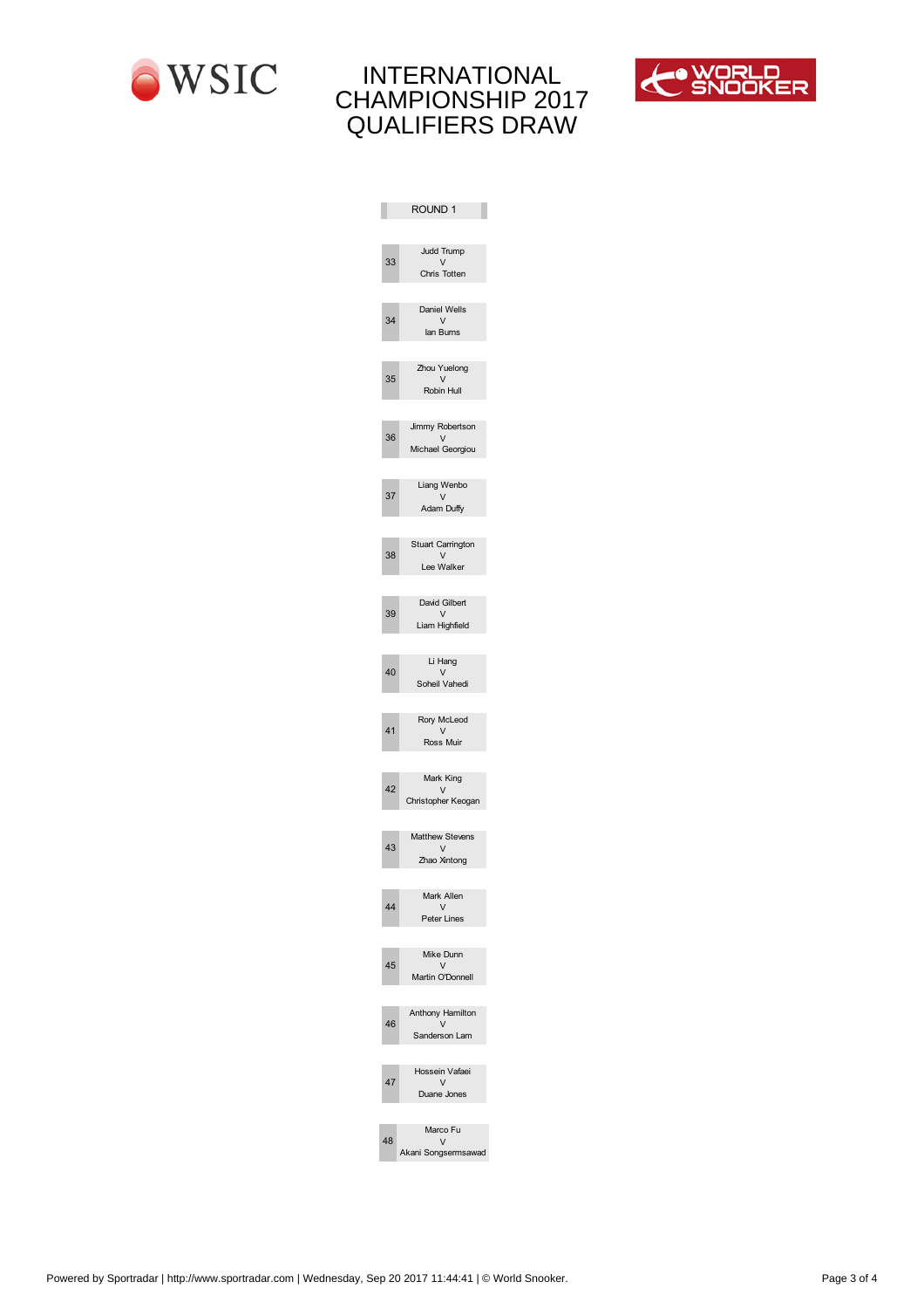# INTERNATIONAL CHAMPIONSHIP 2017 QUALIFIERS DRAW

## ROUND 1

| Match | Player | | Player |
|---|---|---|---|
| 33 | Judd Trump | V | Chris Totten |
| 34 | Daniel Wells | V | Ian Burns |
| 35 | Zhou Yuelong | V | Robin Hull |
| 36 | Jimmy Robertson | V | Michael Georgiou |
| 37 | Liang Wenbo | V | Adam Duffy |
| 38 | Stuart Carrington | V | Lee Walker |
| 39 | David Gilbert | V | Liam Highfield |
| 40 | Li Hang | V | Soheil Vahedi |
| 41 | Rory McLeod | V | Ross Muir |
| 42 | Mark King | V | Christopher Keogan |
| 43 | Matthew Stevens | V | Zhao Xintong |
| 44 | Mark Allen | V | Peter Lines |
| 45 | Mike Dunn | V | Martin O'Donnell |
| 46 | Anthony Hamilton | V | Sanderson Lam |
| 47 | Hossein Vafaei | V | Duane Jones |
| 48 | Marco Fu | V | Akani Songsermsawad |

Powered by Sportradar | http://www.sportradar.com | Wednesday, Sep 20 2017 11:44:41 | © World Snooker.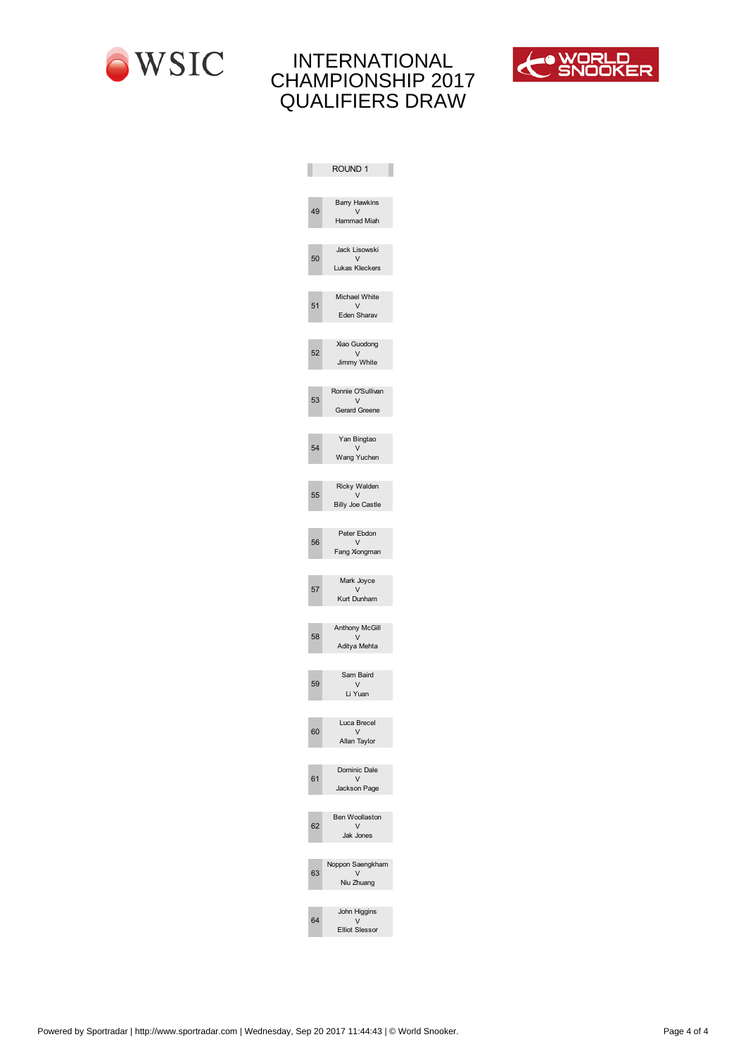# INTERNATIONAL CHAMPIONSHIP 2017 QUALIFIERS DRAW

## ROUND 1

| | |
|---|---|
| 49 | Barry Hawkins V Hammad Miah |
| 50 | Jack Lisowski V Lukas Kleckers |
| 51 | Michael White V Eden Sharav |
| 52 | Xiao Guodong V Jimmy White |
| 53 | Ronnie O'Sullivan V Gerard Greene |
| 54 | Yan Bingtao V Wang Yuchen |
| 55 | Ricky Walden V Billy Joe Castle |
| 56 | Peter Ebdon V Fang Xiongman |
| 57 | Mark Joyce V Kurt Dunham |
| 58 | Anthony McGill V Aditya Mehta |
| 59 | Sam Baird V Li Yuan |
| 60 | Luca Brecel V Allan Taylor |
| 61 | Dominic Dale V Jackson Page |
| 62 | Ben Woollaston V Jak Jones |
| 63 | Noppon Saengkham V Niu Zhuang |
| 64 | John Higgins V Elliot Slessor |

Powered by Sportradar | http://www.sportradar.com | Wednesday, Sep 20 2017 11:44:43 | © World Snooker.